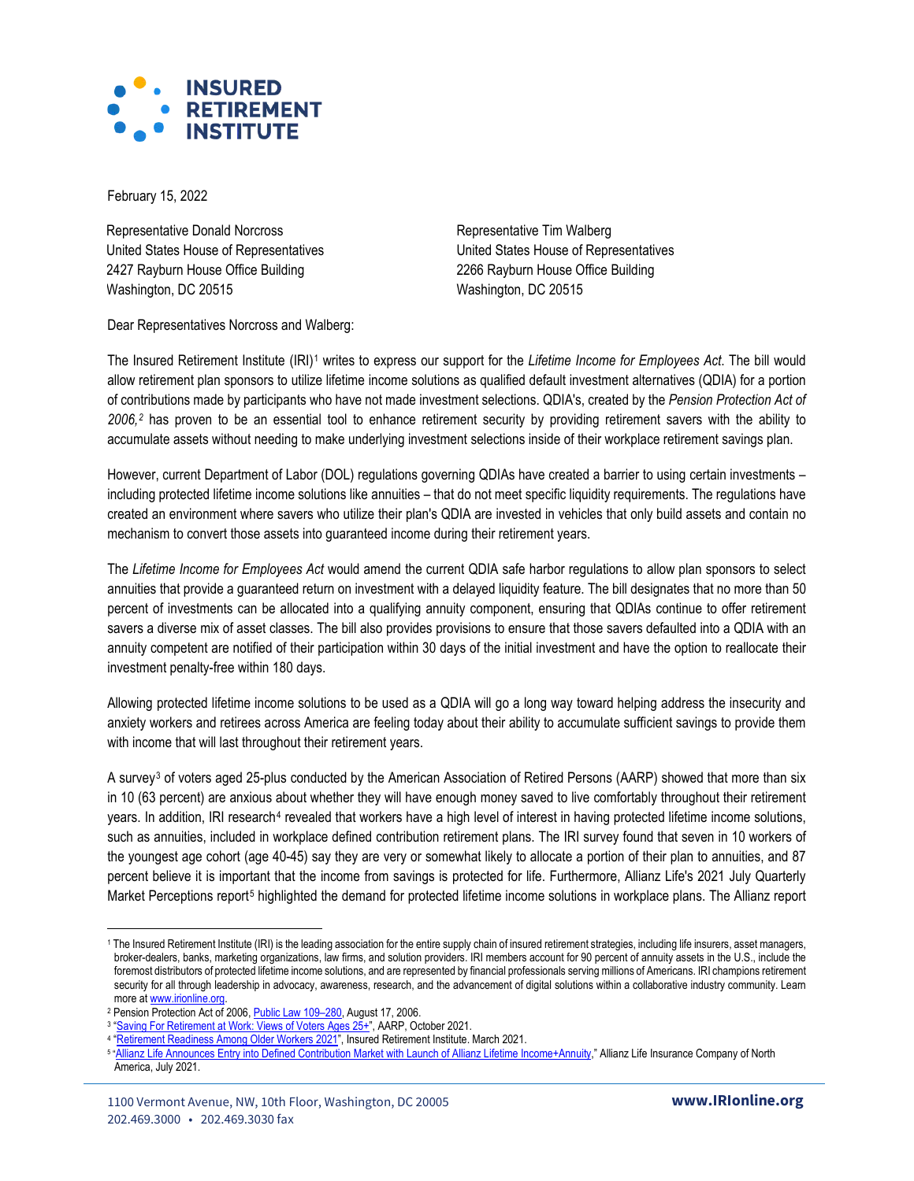# INSURED RETIREMENT INSTITUTE

February 15, 2022

Representative Donald Norcross
United States House of Representatives
2427 Rayburn House Office Building
Washington, DC 20515

Representative Tim Walberg
United States House of Representatives
2266 Rayburn House Office Building
Washington, DC 20515

Dear Representatives Norcross and Walberg:

The Insured Retirement Institute (IRI)[1] writes to express our support for the *Lifetime Income for Employees Act*. The bill would allow retirement plan sponsors to utilize lifetime income solutions as qualified default investment alternatives (QDIA) for a portion of contributions made by participants who have not made investment selections. QDIA's, created by the *Pension Protection Act of 2006,*[2] has proven to be an essential tool to enhance retirement security by providing retirement savers with the ability to accumulate assets without needing to make underlying investment selections inside of their workplace retirement savings plan.

However, current Department of Labor (DOL) regulations governing QDIAs have created a barrier to using certain investments – including protected lifetime income solutions like annuities – that do not meet specific liquidity requirements. The regulations have created an environment where savers who utilize their plan's QDIA are invested in vehicles that only build assets and contain no mechanism to convert those assets into guaranteed income during their retirement years.

The *Lifetime Income for Employees Act* would amend the current QDIA safe harbor regulations to allow plan sponsors to select annuities that provide a guaranteed return on investment with a delayed liquidity feature. The bill designates that no more than 50 percent of investments can be allocated into a qualifying annuity component, ensuring that QDIAs continue to offer retirement savers a diverse mix of asset classes. The bill also provides provisions to ensure that those savers defaulted into a QDIA with an annuity competent are notified of their participation within 30 days of the initial investment and have the option to reallocate their investment penalty-free within 180 days.

Allowing protected lifetime income solutions to be used as a QDIA will go a long way toward helping address the insecurity and anxiety workers and retirees across America are feeling today about their ability to accumulate sufficient savings to provide them with income that will last throughout their retirement years.

A survey[3] of voters aged 25-plus conducted by the American Association of Retired Persons (AARP) showed that more than six in 10 (63 percent) are anxious about whether they will have enough money saved to live comfortably throughout their retirement years. In addition, IRI research[4] revealed that workers have a high level of interest in having protected lifetime income solutions, such as annuities, included in workplace defined contribution retirement plans. The IRI survey found that seven in 10 workers of the youngest age cohort (age 40-45) say they are very or somewhat likely to allocate a portion of their plan to annuities, and 87 percent believe it is important that the income from savings is protected for life. Furthermore, Allianz Life's 2021 July Quarterly Market Perceptions report[5] highlighted the demand for protected lifetime income solutions in workplace plans. The Allianz report

---

[1] The Insured Retirement Institute (IRI) is the leading association for the entire supply chain of insured retirement strategies, including life insurers, asset managers, broker-dealers, banks, marketing organizations, law firms, and solution providers. IRI members account for 90 percent of annuity assets in the U.S., include the foremost distributors of protected lifetime income solutions, and are represented by financial professionals serving millions of Americans. IRI champions retirement security for all through leadership in advocacy, awareness, research, and the advancement of digital solutions within a collaborative industry community. Learn more at www.irionline.org.

[2] Pension Protection Act of 2006, Public Law 109–280, August 17, 2006.

[3] "Saving For Retirement at Work: Views of Voters Ages 25+", AARP, October 2021.

[4] "Retirement Readiness Among Older Workers 2021", Insured Retirement Institute. March 2021.

[5] "Allianz Life Announces Entry into Defined Contribution Market with Launch of Allianz Lifetime Income+Annuity," Allianz Life Insurance Company of North America, July 2021.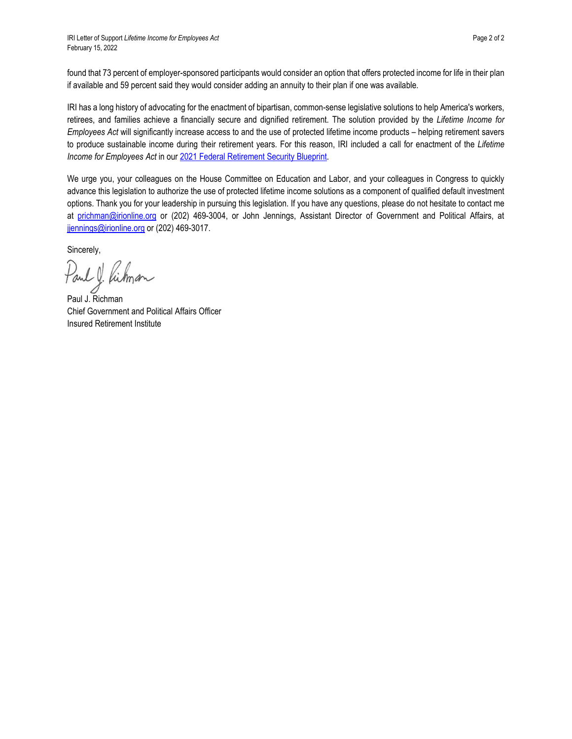found that 73 percent of employer-sponsored participants would consider an option that offers protected income for life in their plan if available and 59 percent said they would consider adding an annuity to their plan if one was available.

IRI has a long history of advocating for the enactment of bipartisan, common-sense legislative solutions to help America's workers, retirees, and families achieve a financially secure and dignified retirement. The solution provided by the *Lifetime Income for Employees Act* will significantly increase access to and the use of protected lifetime income products – helping retirement savers to produce sustainable income during their retirement years. For this reason, IRI included a call for enactment of the *Lifetime Income for Employees Act* in our 2021 Federal Retirement Security Blueprint.

We urge you, your colleagues on the House Committee on Education and Labor, and your colleagues in Congress to quickly advance this legislation to authorize the use of protected lifetime income solutions as a component of qualified default investment options. Thank you for your leadership in pursuing this legislation. If you have any questions, please do not hesitate to contact me at prichman@irionline.org or (202) 469-3004, or John Jennings, Assistant Director of Government and Political Affairs, at jjennings@irionline.org or (202) 469-3017.

Sincerely,

Paul J. Richman
Chief Government and Political Affairs Officer
Insured Retirement Institute